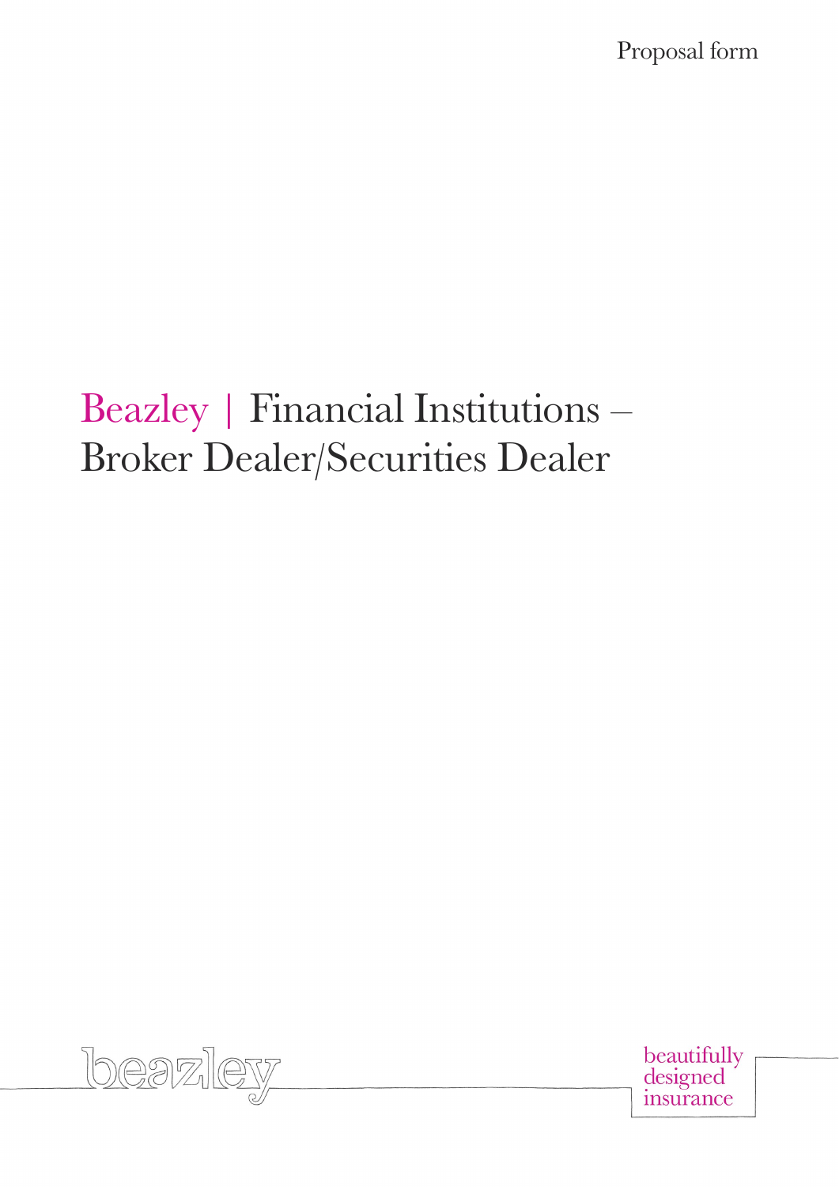Proposal form

# Beazley | Financial Institutions – Broker Dealer/Securities Dealer

beazley

beautifully designed insurance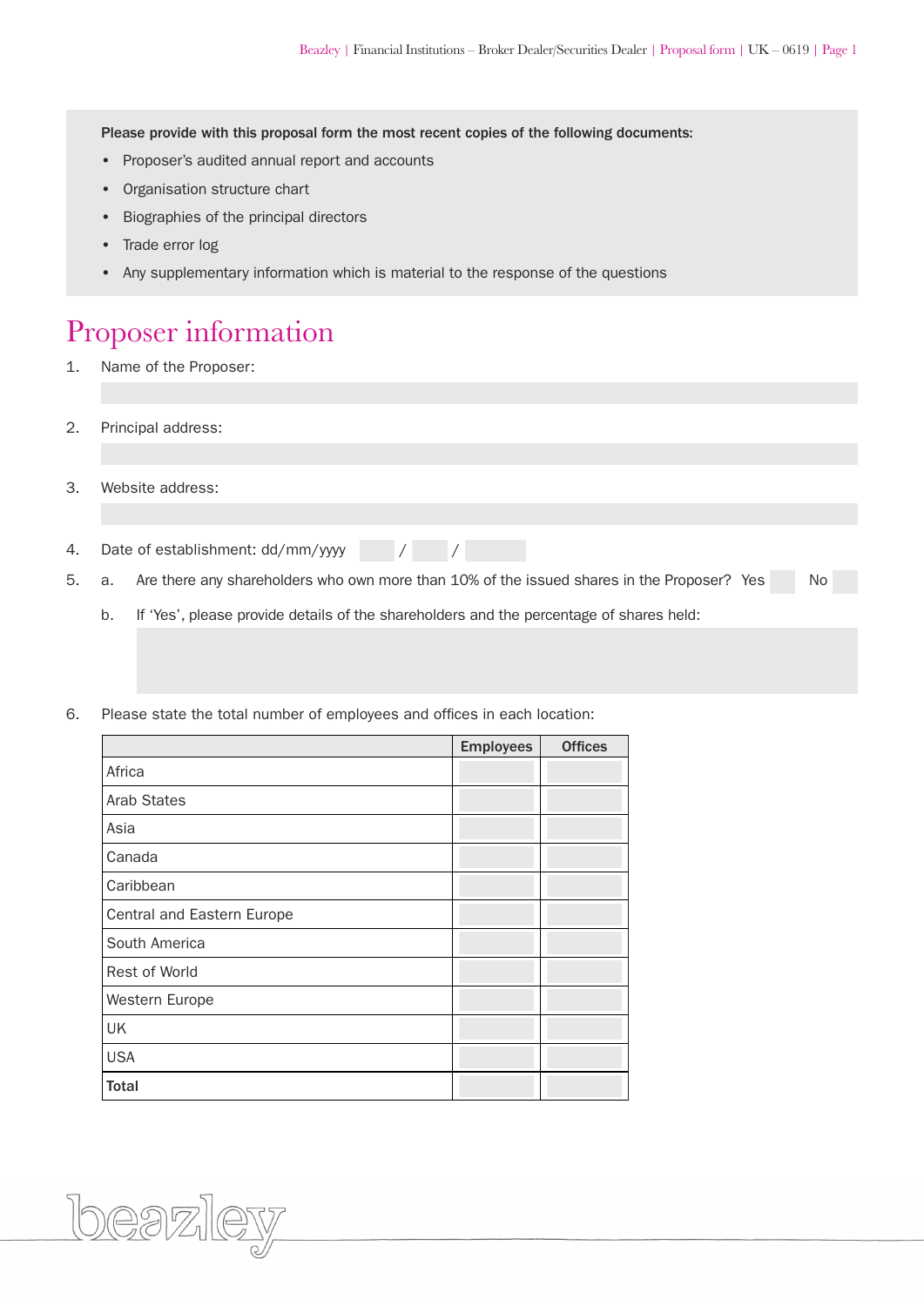**Please provide with this proposal form the most recent copies of the following documents:**

- Proposer's audited annual report and accounts
- Organisation structure chart
- Biographies of the principal directors
- Trade error log
- Any supplementary information which is material to the response of the questions

# Proposer information

1. Name of the Proposer:

2. Principal address:

3. Website address:

4. Date of establishment: dd/mm/yyyy / /

5. a. Are there any shareholders who own more than 10% of the issued shares in the Proposer? Yes No

   b. If 'Yes', please provide details of the shareholders and the percentage of shares held:

6. Please state the total number of employees and offices in each location:

| | Employees | Offices |
|---|---|---|
| Africa | | |
| Arab States | | |
| Asia | | |
| Canada | | |
| Caribbean | | |
| Central and Eastern Europe | | |
| South America | | |
| Rest of World | | |
| Western Europe | | |
| UK | | |
| USA | | |
| **Total** | | |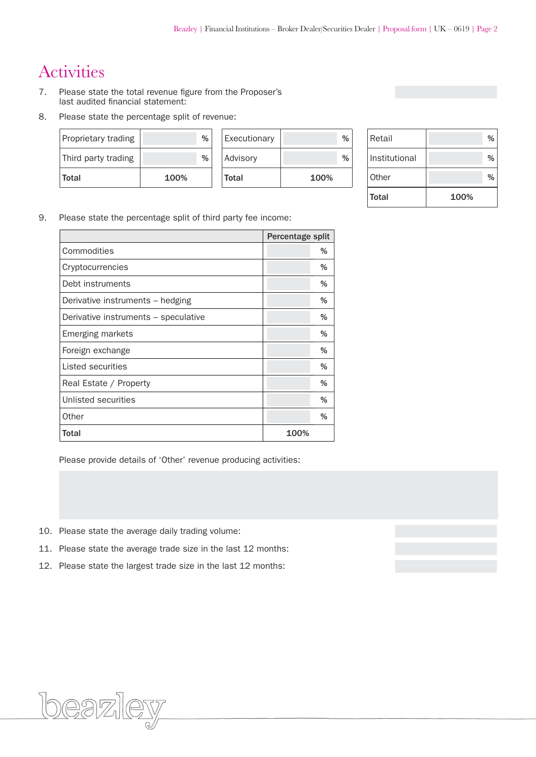# Activities

7. Please state the total revenue figure from the Proposer's last audited financial statement:

8. Please state the percentage split of revenue:

| | |
|---|---|
| Proprietary trading | % |
| Third party trading | % |
| **Total** | **100%** |

| | |
|---|---|
| Executionary | % |
| Advisory | % |
| **Total** | **100%** |

| | |
|---|---|
| Retail | % |
| Institutional | % |
| Other | % |
| **Total** | **100%** |

9. Please state the percentage split of third party fee income:

| | **Percentage split** |
|---|---|
| Commodities | % |
| Cryptocurrencies | % |
| Debt instruments | % |
| Derivative instruments – hedging | % |
| Derivative instruments – speculative | % |
| Emerging markets | % |
| Foreign exchange | % |
| Listed securities | % |
| Real Estate / Property | % |
| Unlisted securities | % |
| Other | % |
| **Total** | **100%** |

Please provide details of 'Other' revenue producing activities:

10. Please state the average daily trading volume:

11. Please state the average trade size in the last 12 months:

12. Please state the largest trade size in the last 12 months: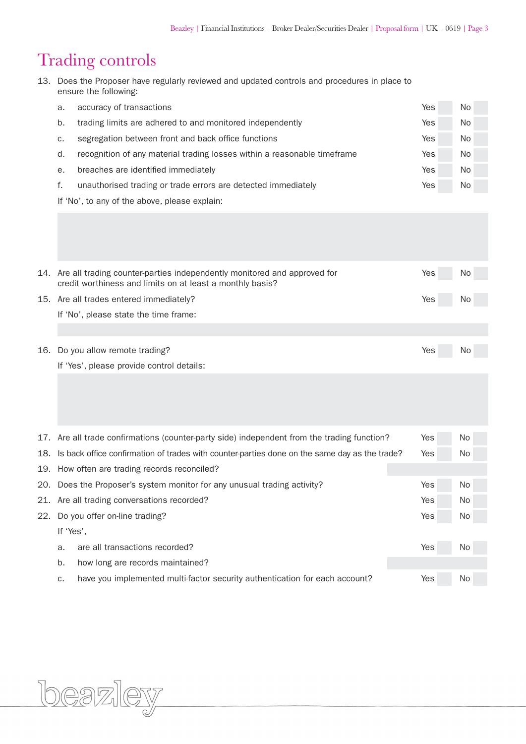# Trading controls

13. Does the Proposer have regularly reviewed and updated controls and procedures in place to ensure the following:

| | | | |
|---|---|---|---|
| a. | accuracy of transactions | Yes | No |
| b. | trading limits are adhered to and monitored independently | Yes | No |
| c. | segregation between front and back office functions | Yes | No |
| d. | recognition of any material trading losses within a reasonable timeframe | Yes | No |
| e. | breaches are identified immediately | Yes | No |
| f. | unauthorised trading or trade errors are detected immediately | Yes | No |

If 'No', to any of the above, please explain:

14. Are all trading counter-parties independently monitored and approved for credit worthiness and limits on at least a monthly basis? Yes No

15. Are all trades entered immediately? Yes No

    If 'No', please state the time frame:

16. Do you allow remote trading? Yes No

    If 'Yes', please provide control details:

17. Are all trade confirmations (counter-party side) independent from the trading function? Yes No

18. Is back office confirmation of trades with counter-parties done on the same day as the trade? Yes No

19. How often are trading records reconciled?

20. Does the Proposer's system monitor for any unusual trading activity? Yes No

21. Are all trading conversations recorded? Yes No

22. Do you offer on-line trading? Yes No

    If 'Yes',

    a. are all transactions recorded? Yes No

    b. how long are records maintained?

    c. have you implemented multi-factor security authentication for each account? Yes No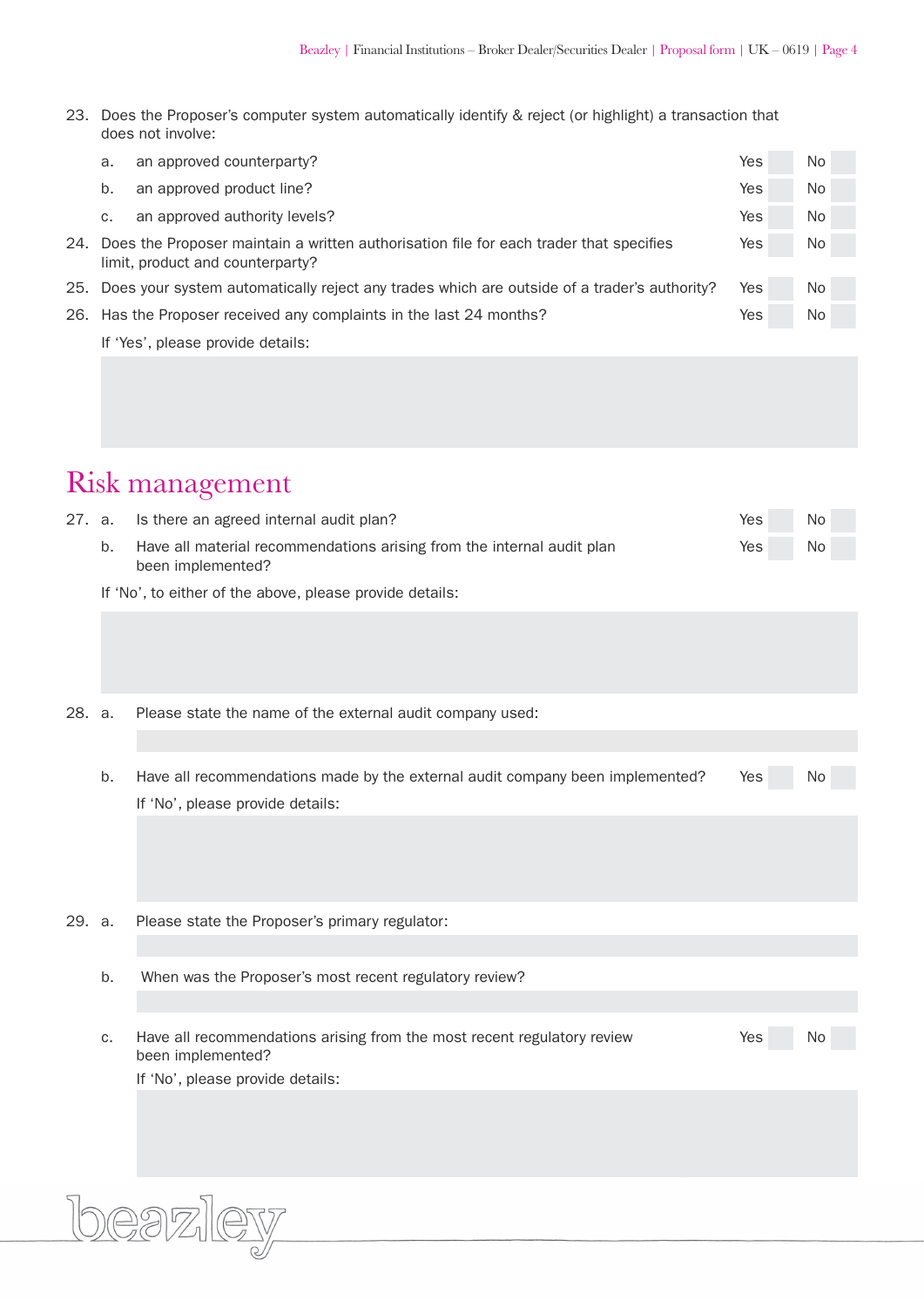23. Does the Proposer's computer system automatically identify & reject (or highlight) a transaction that does not involve:

    a. an approved counterparty? Yes ☐ No ☐

    b. an approved product line? Yes ☐ No ☐

    c. an approved authority levels? Yes ☐ No ☐

24. Does the Proposer maintain a written authorisation file for each trader that specifies limit, product and counterparty? Yes ☐ No ☐

25. Does your system automatically reject any trades which are outside of a trader's authority? Yes ☐ No ☐

26. Has the Proposer received any complaints in the last 24 months? Yes ☐ No ☐

    If 'Yes', please provide details:

# Risk management

27. a. Is there an agreed internal audit plan? Yes ☐ No ☐

    b. Have all material recommendations arising from the internal audit plan been implemented? Yes ☐ No ☐

    If 'No', to either of the above, please provide details:

28. a. Please state the name of the external audit company used:

    b. Have all recommendations made by the external audit company been implemented? Yes ☐ No ☐

    If 'No', please provide details:

29. a. Please state the Proposer's primary regulator:

    b. When was the Proposer's most recent regulatory review?

    c. Have all recommendations arising from the most recent regulatory review been implemented? Yes ☐ No ☐

    If 'No', please provide details: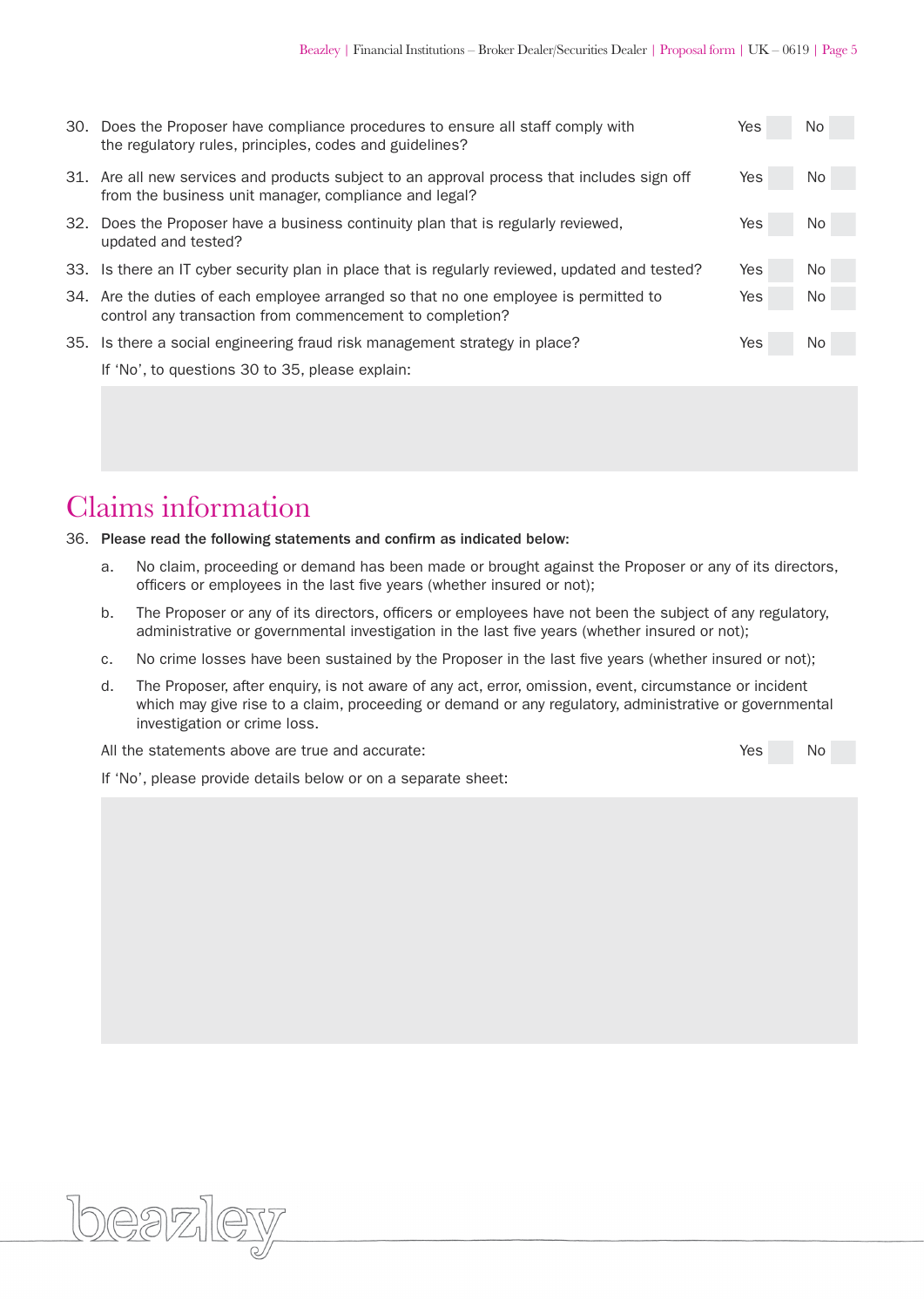30. Does the Proposer have compliance procedures to ensure all staff comply with the regulatory rules, principles, codes and guidelines? Yes ☐ No ☐

31. Are all new services and products subject to an approval process that includes sign off from the business unit manager, compliance and legal? Yes ☐ No ☐

32. Does the Proposer have a business continuity plan that is regularly reviewed, updated and tested? Yes ☐ No ☐

33. Is there an IT cyber security plan in place that is regularly reviewed, updated and tested? Yes ☐ No ☐

34. Are the duties of each employee arranged so that no one employee is permitted to control any transaction from commencement to completion? Yes ☐ No ☐

35. Is there a social engineering fraud risk management strategy in place? Yes ☐ No ☐

If 'No', to questions 30 to 35, please explain:

# Claims information

36. **Please read the following statements and confirm as indicated below:**

a. No claim, proceeding or demand has been made or brought against the Proposer or any of its directors, officers or employees in the last five years (whether insured or not);

b. The Proposer or any of its directors, officers or employees have not been the subject of any regulatory, administrative or governmental investigation in the last five years (whether insured or not);

c. No crime losses have been sustained by the Proposer in the last five years (whether insured or not);

d. The Proposer, after enquiry, is not aware of any act, error, omission, event, circumstance or incident which may give rise to a claim, proceeding or demand or any regulatory, administrative or governmental investigation or crime loss.

All the statements above are true and accurate: Yes ☐ No ☐

If 'No', please provide details below or on a separate sheet: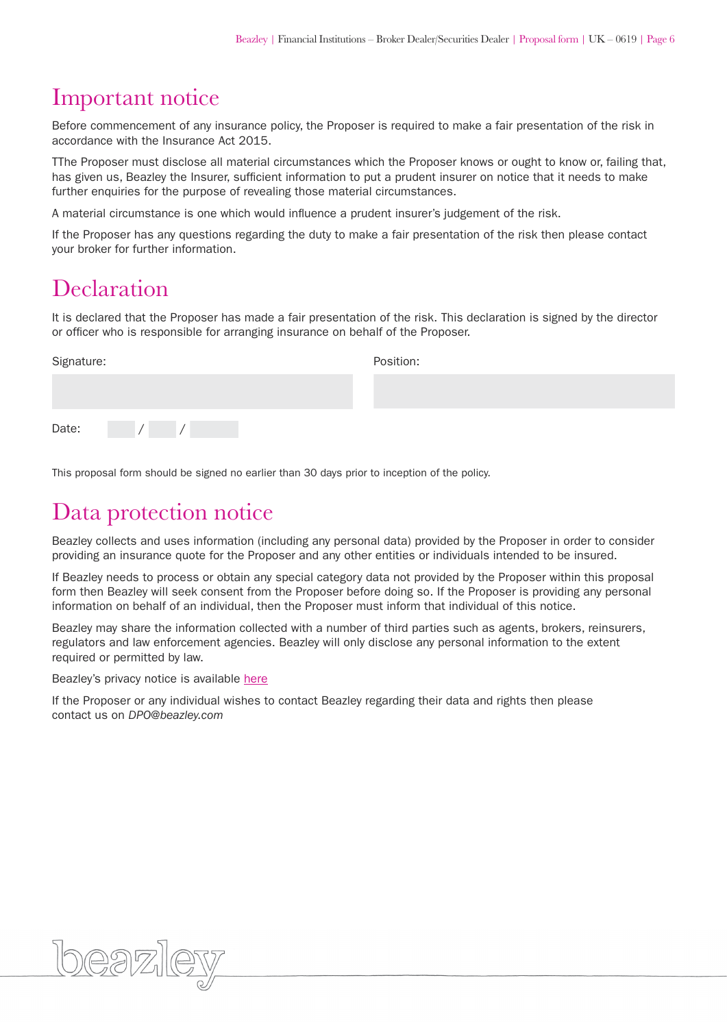# Important notice

Before commencement of any insurance policy, the Proposer is required to make a fair presentation of the risk in accordance with the Insurance Act 2015.

TThe Proposer must disclose all material circumstances which the Proposer knows or ought to know or, failing that, has given us, Beazley the Insurer, sufficient information to put a prudent insurer on notice that it needs to make further enquiries for the purpose of revealing those material circumstances.

A material circumstance is one which would influence a prudent insurer's judgement of the risk.

If the Proposer has any questions regarding the duty to make a fair presentation of the risk then please contact your broker for further information.

# Declaration

It is declared that the Proposer has made a fair presentation of the risk. This declaration is signed by the director or officer who is responsible for arranging insurance on behalf of the Proposer.

Signature:

Position:

Date: / /

This proposal form should be signed no earlier than 30 days prior to inception of the policy.

# Data protection notice

Beazley collects and uses information (including any personal data) provided by the Proposer in order to consider providing an insurance quote for the Proposer and any other entities or individuals intended to be insured.

If Beazley needs to process or obtain any special category data not provided by the Proposer within this proposal form then Beazley will seek consent from the Proposer before doing so. If the Proposer is providing any personal information on behalf of an individual, then the Proposer must inform that individual of this notice.

Beazley may share the information collected with a number of third parties such as agents, brokers, reinsurers, regulators and law enforcement agencies. Beazley will only disclose any personal information to the extent required or permitted by law.

Beazley's privacy notice is available here

If the Proposer or any individual wishes to contact Beazley regarding their data and rights then please contact us on *DPO@beazley.com*